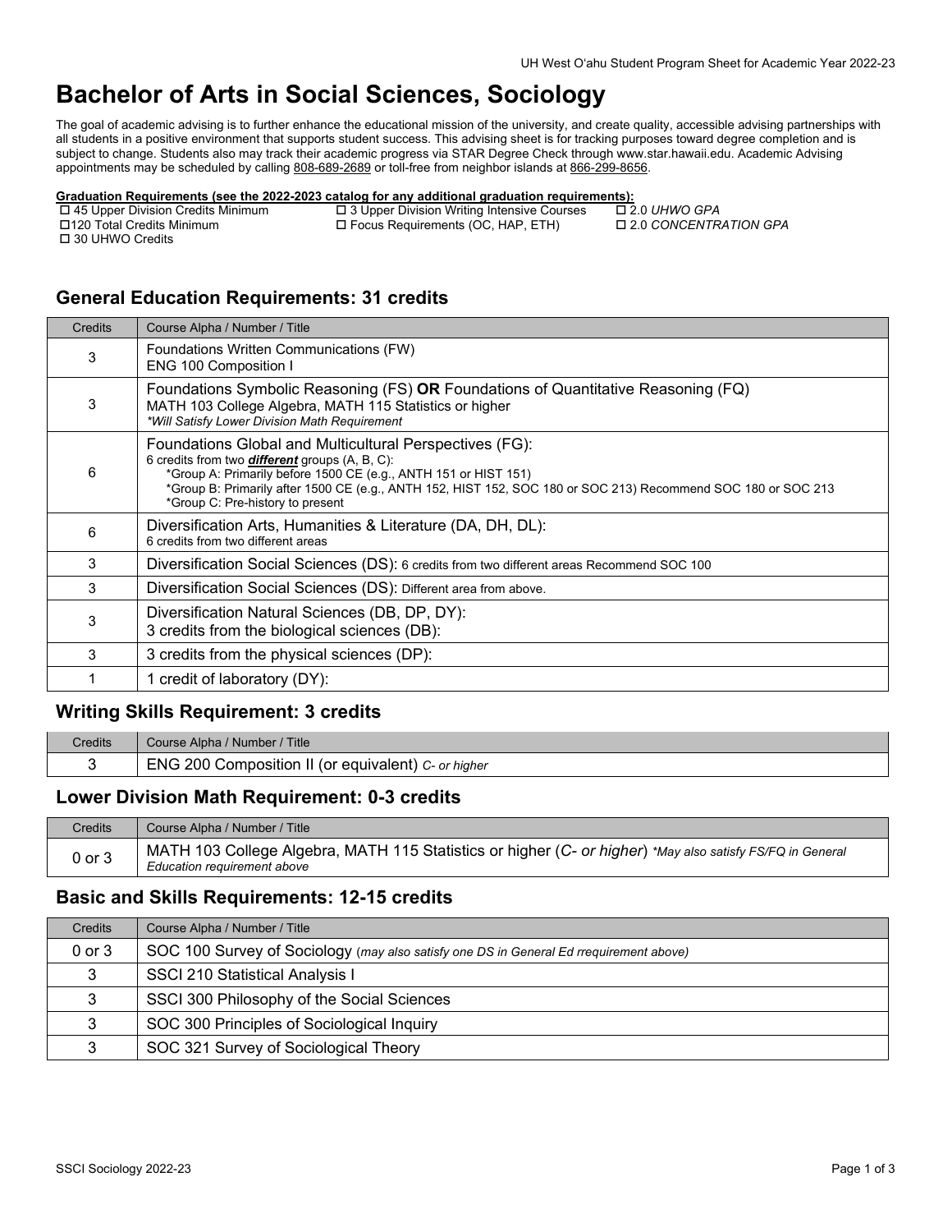# Bachelor of Arts in Social Sciences, Sociology

The goal of academic advising is to further enhance the educational mission of the university, and create quality, accessible advising partnerships with all students in a positive environment that supports student success. This advising sheet is for tracking purposes toward degree completion and is subject to change. Students also may track their academic progress via STAR Degree Check through www.star.hawaii.edu. Academic Advising appointments may be scheduled by calling 808-689-2689 or toll-free from neighbor islands at 866-299-8656.

**Graduation Requirements (see the 2022-2023 catalog for any additional graduation requirements):**

- ☐ 45 Upper Division Credits Minimum
- ☐ 120 Total Credits Minimum
- ☐ 30 UHWO Credits
- ☐ 3 Upper Division Writing Intensive Courses
- ☐ Focus Requirements (OC, HAP, ETH)
- ☐ 2.0 *UHWO GPA*
- ☐ 2.0 *CONCENTRATION GPA*

## General Education Requirements: 31 credits

| Credits | Course Alpha / Number / Title |
|---|---|
| 3 | Foundations Written Communications (FW)<br>ENG 100 Composition I |
| 3 | Foundations Symbolic Reasoning (FS) **OR** Foundations of Quantitative Reasoning (FQ)<br>MATH 103 College Algebra, MATH 115 Statistics or higher<br>*\*Will Satisfy Lower Division Math Requirement* |
| 6 | Foundations Global and Multicultural Perspectives (FG):<br>6 credits from two ***different*** groups (A, B, C):<br>\*Group A: Primarily before 1500 CE (e.g., ANTH 151 or HIST 151)<br>\*Group B: Primarily after 1500 CE (e.g., ANTH 152, HIST 152, SOC 180 or SOC 213) Recommend SOC 180 or SOC 213<br>\*Group C: Pre-history to present |
| 6 | Diversification Arts, Humanities & Literature (DA, DH, DL):<br>6 credits from two different areas |
| 3 | Diversification Social Sciences (DS): 6 credits from two different areas Recommend SOC 100 |
| 3 | Diversification Social Sciences (DS): Different area from above. |
| 3 | Diversification Natural Sciences (DB, DP, DY):<br>3 credits from the biological sciences (DB): |
| 3 | 3 credits from the physical sciences (DP): |
| 1 | 1 credit of laboratory (DY): |

## Writing Skills Requirement: 3 credits

| Credits | Course Alpha / Number / Title |
|---|---|
| 3 | ENG 200 Composition II (or equivalent) *C- or higher* |

## Lower Division Math Requirement: 0-3 credits

| Credits | Course Alpha / Number / Title |
|---|---|
| 0 or 3 | MATH 103 College Algebra, MATH 115 Statistics or higher (*C- or higher*) *\*May also satisfy FS/FQ in General Education requirement above* |

## Basic and Skills Requirements: 12-15 credits

| Credits | Course Alpha / Number / Title |
|---|---|
| 0 or 3 | SOC 100 Survey of Sociology (*may also satisfy one DS in General Ed rrequirement above)* |
| 3 | SSCI 210 Statistical Analysis I |
| 3 | SSCI 300 Philosophy of the Social Sciences |
| 3 | SOC 300 Principles of Sociological Inquiry |
| 3 | SOC 321 Survey of Sociological Theory |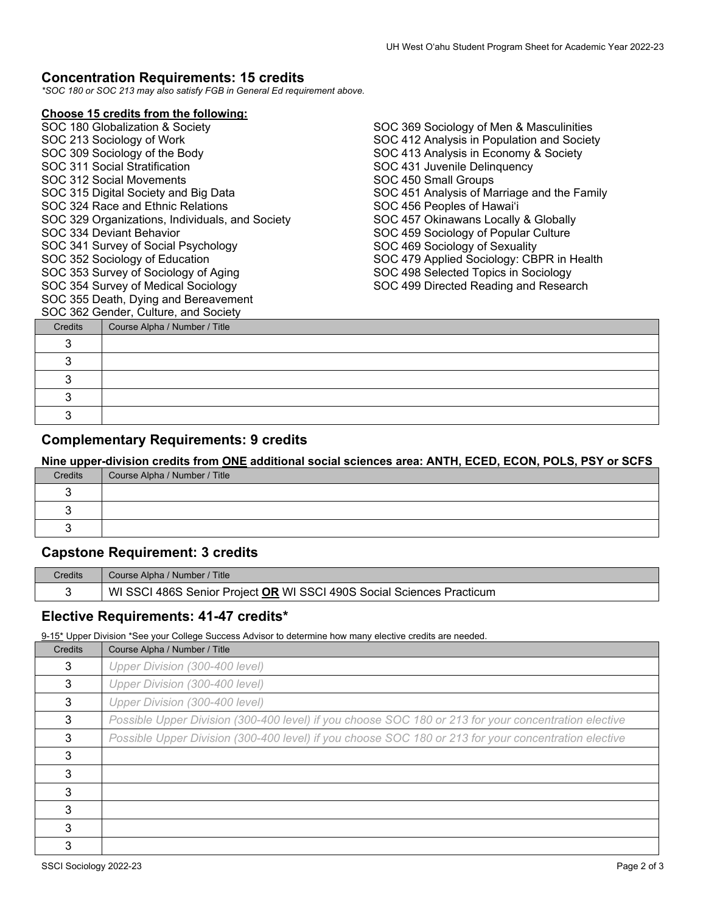## Concentration Requirements: 15 credits

*\*SOC 180 or SOC 213 may also satisfy FGB in General Ed requirement above.*

**Choose 15 credits from the following:**

SOC 180 Globalization & Society
SOC 213 Sociology of Work
SOC 309 Sociology of the Body
SOC 311 Social Stratification
SOC 312 Social Movements
SOC 315 Digital Society and Big Data
SOC 324 Race and Ethnic Relations
SOC 329 Organizations, Individuals, and Society
SOC 334 Deviant Behavior
SOC 341 Survey of Social Psychology
SOC 352 Sociology of Education
SOC 353 Survey of Sociology of Aging
SOC 354 Survey of Medical Sociology
SOC 355 Death, Dying and Bereavement
SOC 362 Gender, Culture, and Society
SOC 369 Sociology of Men & Masculinities
SOC 412 Analysis in Population and Society
SOC 413 Analysis in Economy & Society
SOC 431 Juvenile Delinquency
SOC 450 Small Groups
SOC 451 Analysis of Marriage and the Family
SOC 456 Peoples of Hawaiʻi
SOC 457 Okinawans Locally & Globally
SOC 459 Sociology of Popular Culture
SOC 469 Sociology of Sexuality
SOC 479 Applied Sociology: CBPR in Health
SOC 498 Selected Topics in Sociology
SOC 499 Directed Reading and Research

| Credits | Course Alpha / Number / Title |
|---|---|
| 3 | |
| 3 | |
| 3 | |
| 3 | |
| 3 | |

## Complementary Requirements: 9 credits

**Nine upper-division credits from ONE additional social sciences area: ANTH, ECED, ECON, POLS, PSY or SCFS**

| Credits | Course Alpha / Number / Title |
|---|---|
| 3 | |
| 3 | |
| 3 | |

## Capstone Requirement: 3 credits

| Credits | Course Alpha / Number / Title |
|---|---|
| 3 | WI SSCI 486S Senior Project **OR** WI SSCI 490S Social Sciences Practicum |

## Elective Requirements: 41-47 credits*

9-15* Upper Division *See your College Success Advisor to determine how many elective credits are needed.

| Credits | Course Alpha / Number / Title |
|---|---|
| 3 | *Upper Division (300-400 level)* |
| 3 | *Upper Division (300-400 level)* |
| 3 | *Upper Division (300-400 level)* |
| 3 | *Possible Upper Division (300-400 level) if you choose SOC 180 or 213 for your concentration elective* |
| 3 | *Possible Upper Division (300-400 level) if you choose SOC 180 or 213 for your concentration elective* |
| 3 | |
| 3 | |
| 3 | |
| 3 | |
| 3 | |
| 3 | |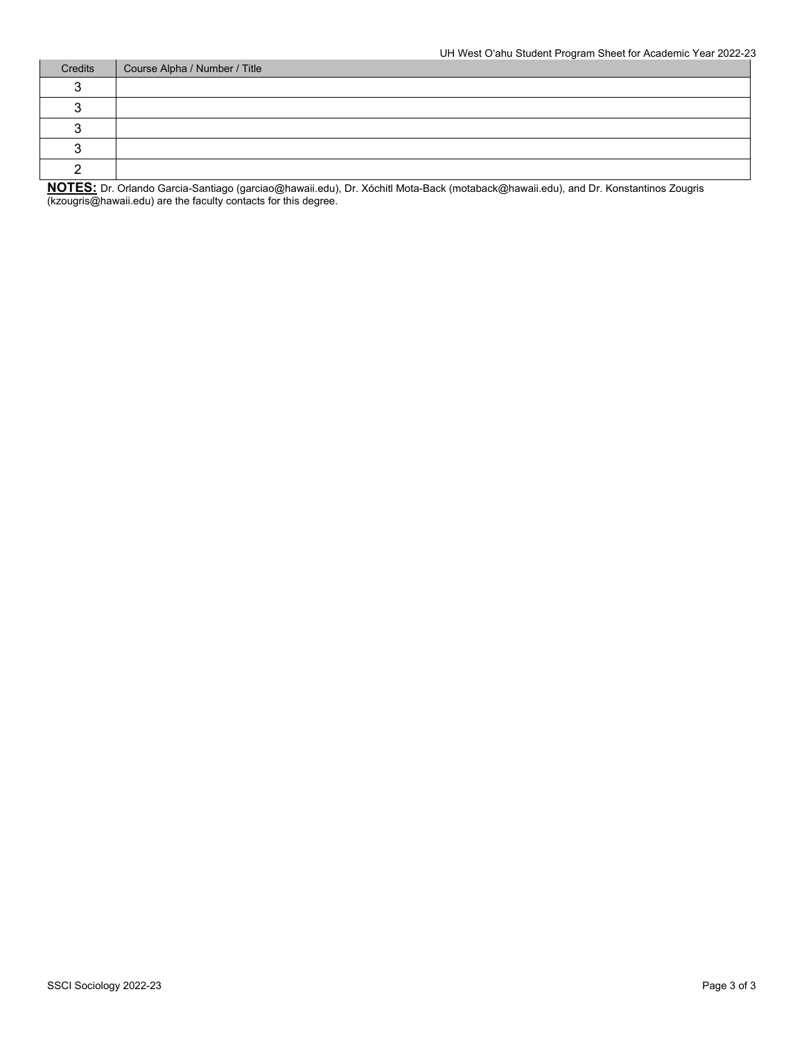| Credits | Course Alpha / Number / Title |
| --- | --- |
| 3 | |
| 3 | |
| 3 | |
| 3 | |
| 2 | |

**NOTES:** Dr. Orlando Garcia-Santiago (garciao@hawaii.edu), Dr. Xóchitl Mota-Back (motaback@hawaii.edu), and Dr. Konstantinos Zougris (kzougris@hawaii.edu) are the faculty contacts for this degree.